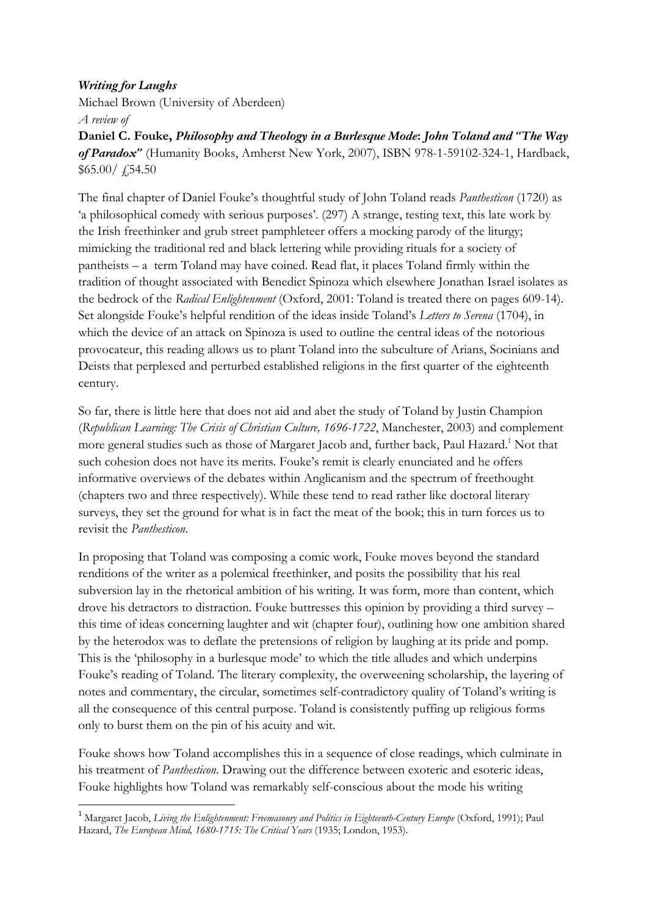***Writing for Laughs***

Michael Brown (University of Aberdeen)

*A review of*

**Daniel C. Fouke, *Philosophy and Theology in a Burlesque Mode*: *John Toland and "The Way of Paradox"*** (Humanity Books, Amherst New York, 2007), ISBN 978-1-59102-324-1, Hardback, $65.00/ £54.50

The final chapter of Daniel Fouke's thoughtful study of John Toland reads *Panthesticon* (1720) as 'a philosophical comedy with serious purposes'. (297) A strange, testing text, this late work by the Irish freethinker and grub street pamphleteer offers a mocking parody of the liturgy; mimicking the traditional red and black lettering while providing rituals for a society of pantheists – a term Toland may have coined. Read flat, it places Toland firmly within the tradition of thought associated with Benedict Spinoza which elsewhere Jonathan Israel isolates as the bedrock of the *Radical Enlightenment* (Oxford, 2001: Toland is treated there on pages 609-14). Set alongside Fouke's helpful rendition of the ideas inside Toland's *Letters to Serena* (1704), in which the device of an attack on Spinoza is used to outline the central ideas of the notorious provocateur, this reading allows us to plant Toland into the subculture of Arians, Socinians and Deists that perplexed and perturbed established religions in the first quarter of the eighteenth century.

So far, there is little here that does not aid and abet the study of Toland by Justin Champion (*Republican Learning: The Crisis of Christian Culture, 1696-1722*, Manchester, 2003) and complement more general studies such as those of Margaret Jacob and, further back, Paul Hazard.[1] Not that such cohesion does not have its merits. Fouke's remit is clearly enunciated and he offers informative overviews of the debates within Anglicanism and the spectrum of freethought (chapters two and three respectively). While these tend to read rather like doctoral literary surveys, they set the ground for what is in fact the meat of the book; this in turn forces us to revisit the *Panthesticon*.

In proposing that Toland was composing a comic work, Fouke moves beyond the standard renditions of the writer as a polemical freethinker, and posits the possibility that his real subversion lay in the rhetorical ambition of his writing. It was form, more than content, which drove his detractors to distraction. Fouke buttresses this opinion by providing a third survey – this time of ideas concerning laughter and wit (chapter four), outlining how one ambition shared by the heterodox was to deflate the pretensions of religion by laughing at its pride and pomp. This is the 'philosophy in a burlesque mode' to which the title alludes and which underpins Fouke's reading of Toland. The literary complexity, the overweening scholarship, the layering of notes and commentary, the circular, sometimes self-contradictory quality of Toland's writing is all the consequence of this central purpose. Toland is consistently puffing up religious forms only to burst them on the pin of his acuity and wit.

Fouke shows how Toland accomplishes this in a sequence of close readings, which culminate in his treatment of *Panthesticon*. Drawing out the difference between exoteric and esoteric ideas, Fouke highlights how Toland was remarkably self-conscious about the mode his writing

---

[1] Margaret Jacob, *Living the Enlightenment: Freemasonry and Politics in Eighteenth-Century Europe* (Oxford, 1991); Paul Hazard, *The European Mind, 1680-1715: The Critical Years* (1935; London, 1953).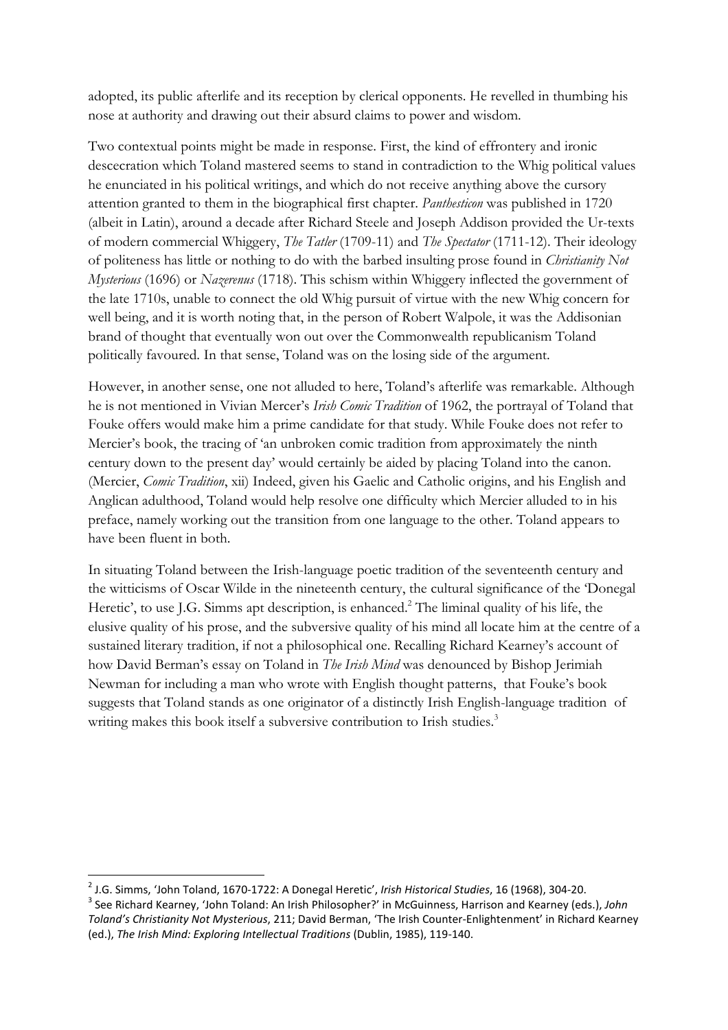adopted, its public afterlife and its reception by clerical opponents. He revelled in thumbing his nose at authority and drawing out their absurd claims to power and wisdom.

Two contextual points might be made in response. First, the kind of effrontery and ironic descecration which Toland mastered seems to stand in contradiction to the Whig political values he enunciated in his political writings, and which do not receive anything above the cursory attention granted to them in the biographical first chapter. *Panthesticon* was published in 1720 (albeit in Latin), around a decade after Richard Steele and Joseph Addison provided the Ur-texts of modern commercial Whiggery, *The Tatler* (1709-11) and *The Spectator* (1711-12). Their ideology of politeness has little or nothing to do with the barbed insulting prose found in *Christianity Not Mysterious* (1696) or *Nazerenus* (1718). This schism within Whiggery inflected the government of the late 1710s, unable to connect the old Whig pursuit of virtue with the new Whig concern for well being, and it is worth noting that, in the person of Robert Walpole, it was the Addisonian brand of thought that eventually won out over the Commonwealth republicanism Toland politically favoured. In that sense, Toland was on the losing side of the argument.

However, in another sense, one not alluded to here, Toland's afterlife was remarkable. Although he is not mentioned in Vivian Mercer's *Irish Comic Tradition* of 1962, the portrayal of Toland that Fouke offers would make him a prime candidate for that study. While Fouke does not refer to Mercier's book, the tracing of 'an unbroken comic tradition from approximately the ninth century down to the present day' would certainly be aided by placing Toland into the canon. (Mercier, *Comic Tradition*, xii) Indeed, given his Gaelic and Catholic origins, and his English and Anglican adulthood, Toland would help resolve one difficulty which Mercier alluded to in his preface, namely working out the transition from one language to the other. Toland appears to have been fluent in both.

In situating Toland between the Irish-language poetic tradition of the seventeenth century and the witticisms of Oscar Wilde in the nineteenth century, the cultural significance of the 'Donegal Heretic', to use J.G. Simms apt description, is enhanced.[2] The liminal quality of his life, the elusive quality of his prose, and the subversive quality of his mind all locate him at the centre of a sustained literary tradition, if not a philosophical one. Recalling Richard Kearney's account of how David Berman's essay on Toland in *The Irish Mind* was denounced by Bishop Jerimiah Newman for including a man who wrote with English thought patterns, that Fouke's book suggests that Toland stands as one originator of a distinctly Irish English-language tradition of writing makes this book itself a subversive contribution to Irish studies.[3]

---

[2] J.G. Simms, 'John Toland, 1670-1722: A Donegal Heretic', *Irish Historical Studies*, 16 (1968), 304-20.

[3] See Richard Kearney, 'John Toland: An Irish Philosopher?' in McGuinness, Harrison and Kearney (eds.), *John Toland's Christianity Not Mysterious*, 211; David Berman, 'The Irish Counter-Enlightenment' in Richard Kearney (ed.), *The Irish Mind: Exploring Intellectual Traditions* (Dublin, 1985), 119-140.